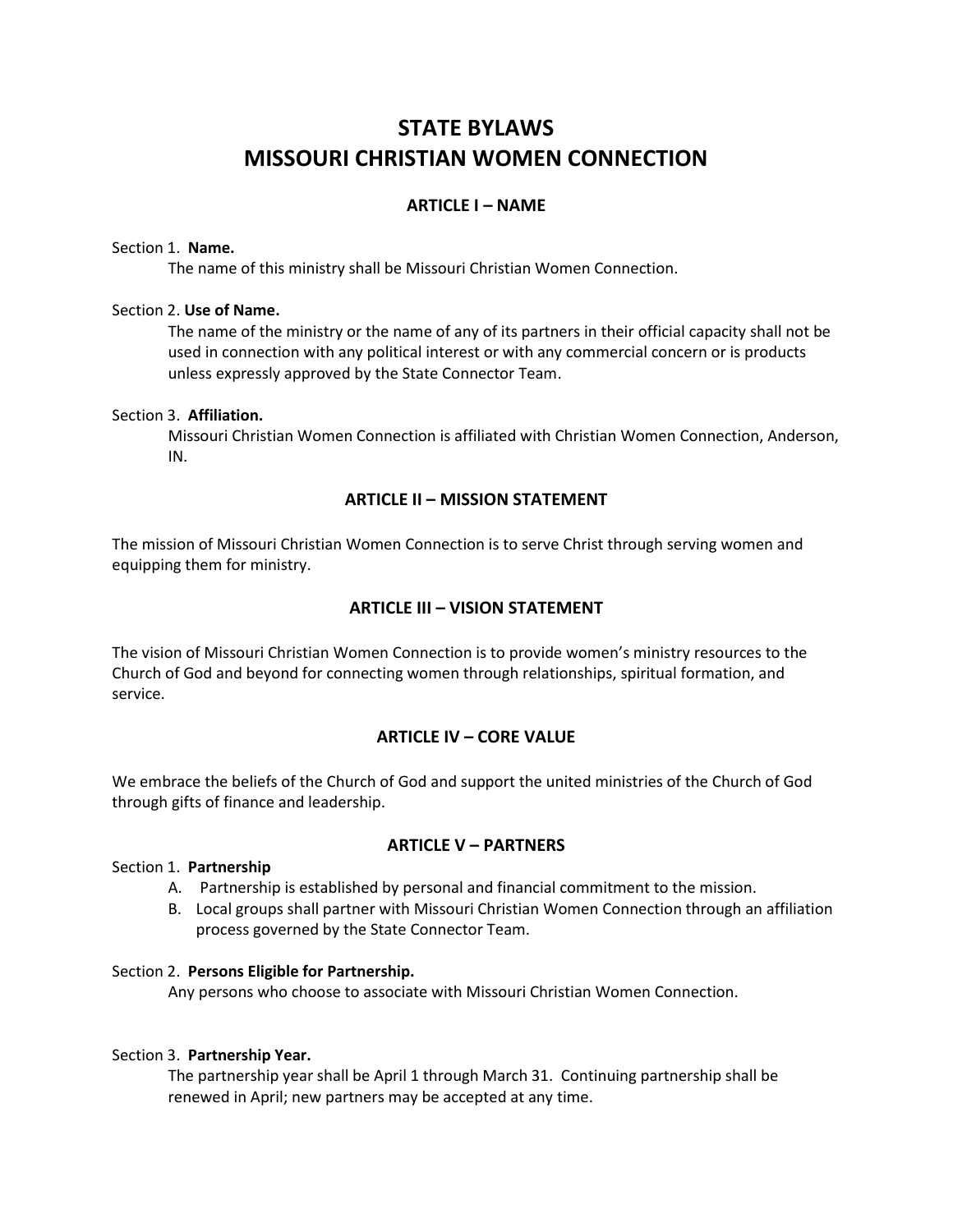# STATE BYLAWS
# MISSOURI CHRISTIAN WOMEN CONNECTION

## ARTICLE I – NAME

Section 1. **Name.**

The name of this ministry shall be Missouri Christian Women Connection.

Section 2. **Use of Name.**

The name of the ministry or the name of any of its partners in their official capacity shall not be used in connection with any political interest or with any commercial concern or is products unless expressly approved by the State Connector Team.

Section 3. **Affiliation.**

Missouri Christian Women Connection is affiliated with Christian Women Connection, Anderson, IN.

## ARTICLE II – MISSION STATEMENT

The mission of Missouri Christian Women Connection is to serve Christ through serving women and equipping them for ministry.

## ARTICLE III – VISION STATEMENT

The vision of Missouri Christian Women Connection is to provide women's ministry resources to the Church of God and beyond for connecting women through relationships, spiritual formation, and service.

## ARTICLE IV – CORE VALUE

We embrace the beliefs of the Church of God and support the united ministries of the Church of God through gifts of finance and leadership.

## ARTICLE V – PARTNERS

Section 1. **Partnership**

A. Partnership is established by personal and financial commitment to the mission.

B. Local groups shall partner with Missouri Christian Women Connection through an affiliation process governed by the State Connector Team.

Section 2. **Persons Eligible for Partnership.**

Any persons who choose to associate with Missouri Christian Women Connection.

Section 3. **Partnership Year.**

The partnership year shall be April 1 through March 31. Continuing partnership shall be renewed in April; new partners may be accepted at any time.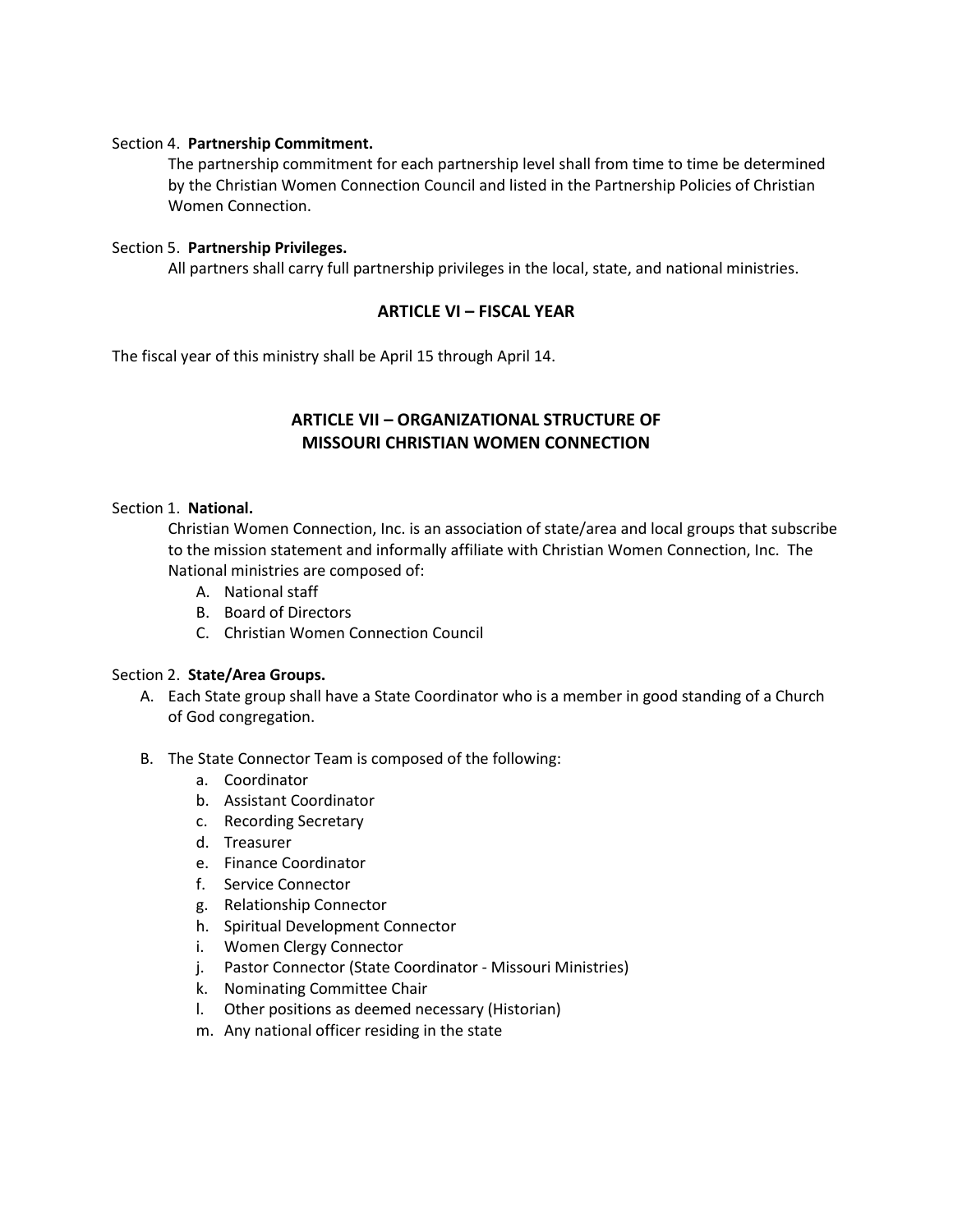Section 4. **Partnership Commitment.**

The partnership commitment for each partnership level shall from time to time be determined by the Christian Women Connection Council and listed in the Partnership Policies of Christian Women Connection.

Section 5. **Partnership Privileges.**

All partners shall carry full partnership privileges in the local, state, and national ministries.

## ARTICLE VI – FISCAL YEAR

The fiscal year of this ministry shall be April 15 through April 14.

## ARTICLE VII – ORGANIZATIONAL STRUCTURE OF MISSOURI CHRISTIAN WOMEN CONNECTION

Section 1. **National.**

Christian Women Connection, Inc. is an association of state/area and local groups that subscribe to the mission statement and informally affiliate with Christian Women Connection, Inc. The National ministries are composed of:

A. National staff
B. Board of Directors
C. Christian Women Connection Council

Section 2. **State/Area Groups.**

A. Each State group shall have a State Coordinator who is a member in good standing of a Church of God congregation.

B. The State Connector Team is composed of the following:
   a. Coordinator
   b. Assistant Coordinator
   c. Recording Secretary
   d. Treasurer
   e. Finance Coordinator
   f. Service Connector
   g. Relationship Connector
   h. Spiritual Development Connector
   i. Women Clergy Connector
   j. Pastor Connector (State Coordinator - Missouri Ministries)
   k. Nominating Committee Chair
   l. Other positions as deemed necessary (Historian)
   m. Any national officer residing in the state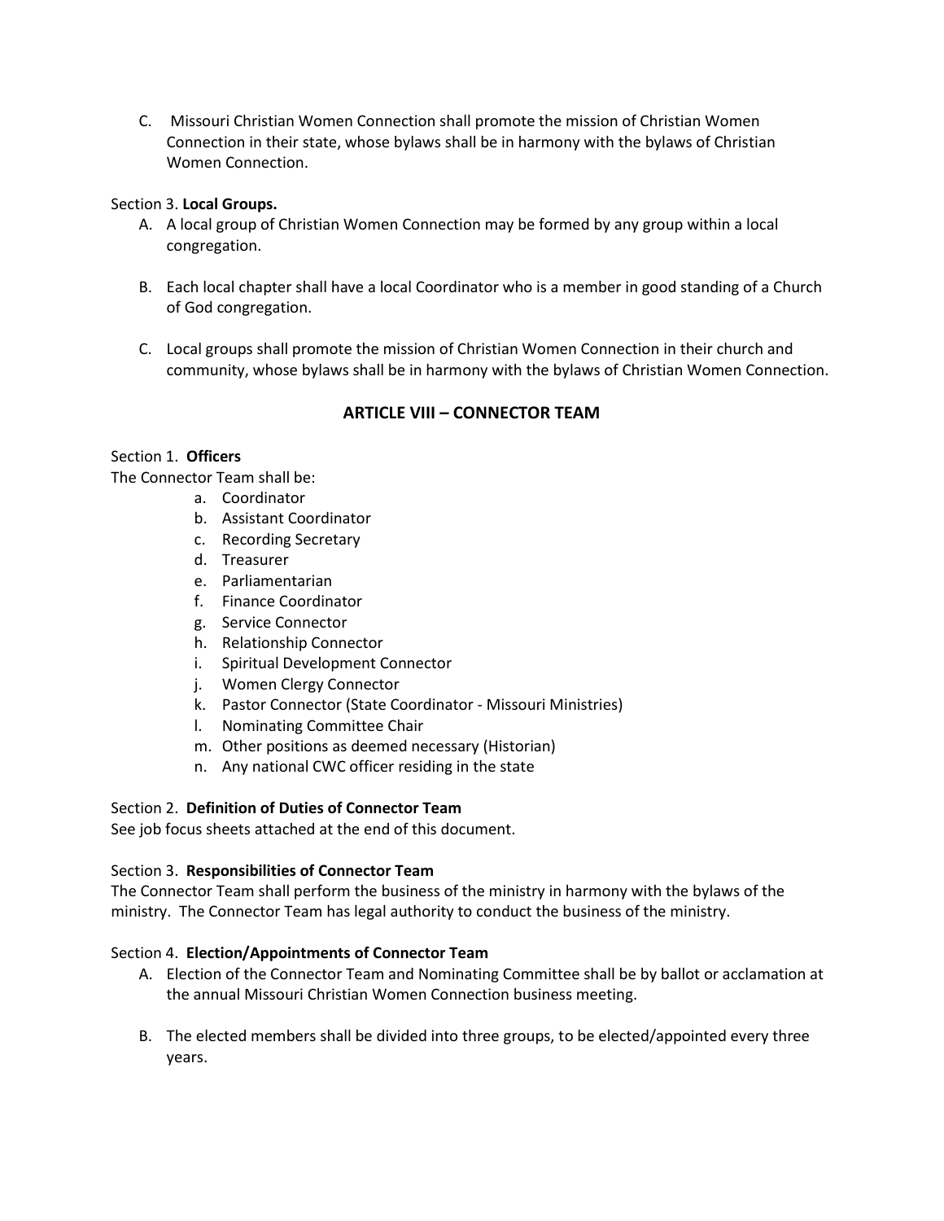C. Missouri Christian Women Connection shall promote the mission of Christian Women Connection in their state, whose bylaws shall be in harmony with the bylaws of Christian Women Connection.

Section 3. **Local Groups.**

A. A local group of Christian Women Connection may be formed by any group within a local congregation.

B. Each local chapter shall have a local Coordinator who is a member in good standing of a Church of God congregation.

C. Local groups shall promote the mission of Christian Women Connection in their church and community, whose bylaws shall be in harmony with the bylaws of Christian Women Connection.

## ARTICLE VIII – CONNECTOR TEAM

Section 1. **Officers**

The Connector Team shall be:

a. Coordinator
b. Assistant Coordinator
c. Recording Secretary
d. Treasurer
e. Parliamentarian
f. Finance Coordinator
g. Service Connector
h. Relationship Connector
i. Spiritual Development Connector
j. Women Clergy Connector
k. Pastor Connector (State Coordinator - Missouri Ministries)
l. Nominating Committee Chair
m. Other positions as deemed necessary (Historian)
n. Any national CWC officer residing in the state

Section 2. **Definition of Duties of Connector Team**

See job focus sheets attached at the end of this document.

Section 3. **Responsibilities of Connector Team**

The Connector Team shall perform the business of the ministry in harmony with the bylaws of the ministry. The Connector Team has legal authority to conduct the business of the ministry.

Section 4. **Election/Appointments of Connector Team**

A. Election of the Connector Team and Nominating Committee shall be by ballot or acclamation at the annual Missouri Christian Women Connection business meeting.

B. The elected members shall be divided into three groups, to be elected/appointed every three years.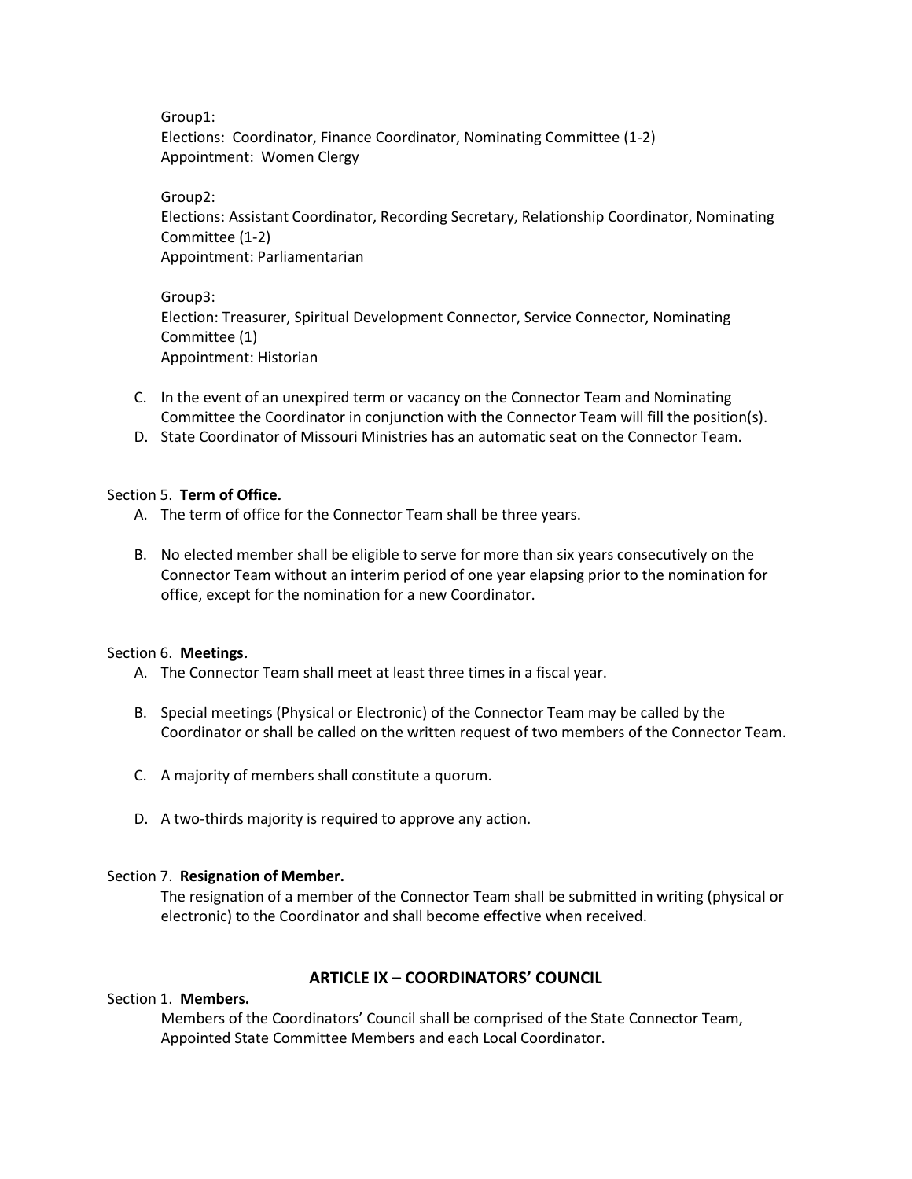Group1:
Elections: Coordinator, Finance Coordinator, Nominating Committee (1-2)
Appointment: Women Clergy

Group2:
Elections: Assistant Coordinator, Recording Secretary, Relationship Coordinator, Nominating Committee (1-2)
Appointment: Parliamentarian

Group3:
Election: Treasurer, Spiritual Development Connector, Service Connector, Nominating Committee (1)
Appointment: Historian

C. In the event of an unexpired term or vacancy on the Connector Team and Nominating Committee the Coordinator in conjunction with the Connector Team will fill the position(s).
D. State Coordinator of Missouri Ministries has an automatic seat on the Connector Team.

Section 5. **Term of Office.**

A. The term of office for the Connector Team shall be three years.

B. No elected member shall be eligible to serve for more than six years consecutively on the Connector Team without an interim period of one year elapsing prior to the nomination for office, except for the nomination for a new Coordinator.

Section 6. **Meetings.**

A. The Connector Team shall meet at least three times in a fiscal year.

B. Special meetings (Physical or Electronic) of the Connector Team may be called by the Coordinator or shall be called on the written request of two members of the Connector Team.

C. A majority of members shall constitute a quorum.

D. A two-thirds majority is required to approve any action.

Section 7. **Resignation of Member.**

The resignation of a member of the Connector Team shall be submitted in writing (physical or electronic) to the Coordinator and shall become effective when received.

## ARTICLE IX – COORDINATORS' COUNCIL

Section 1. **Members.**

Members of the Coordinators' Council shall be comprised of the State Connector Team, Appointed State Committee Members and each Local Coordinator.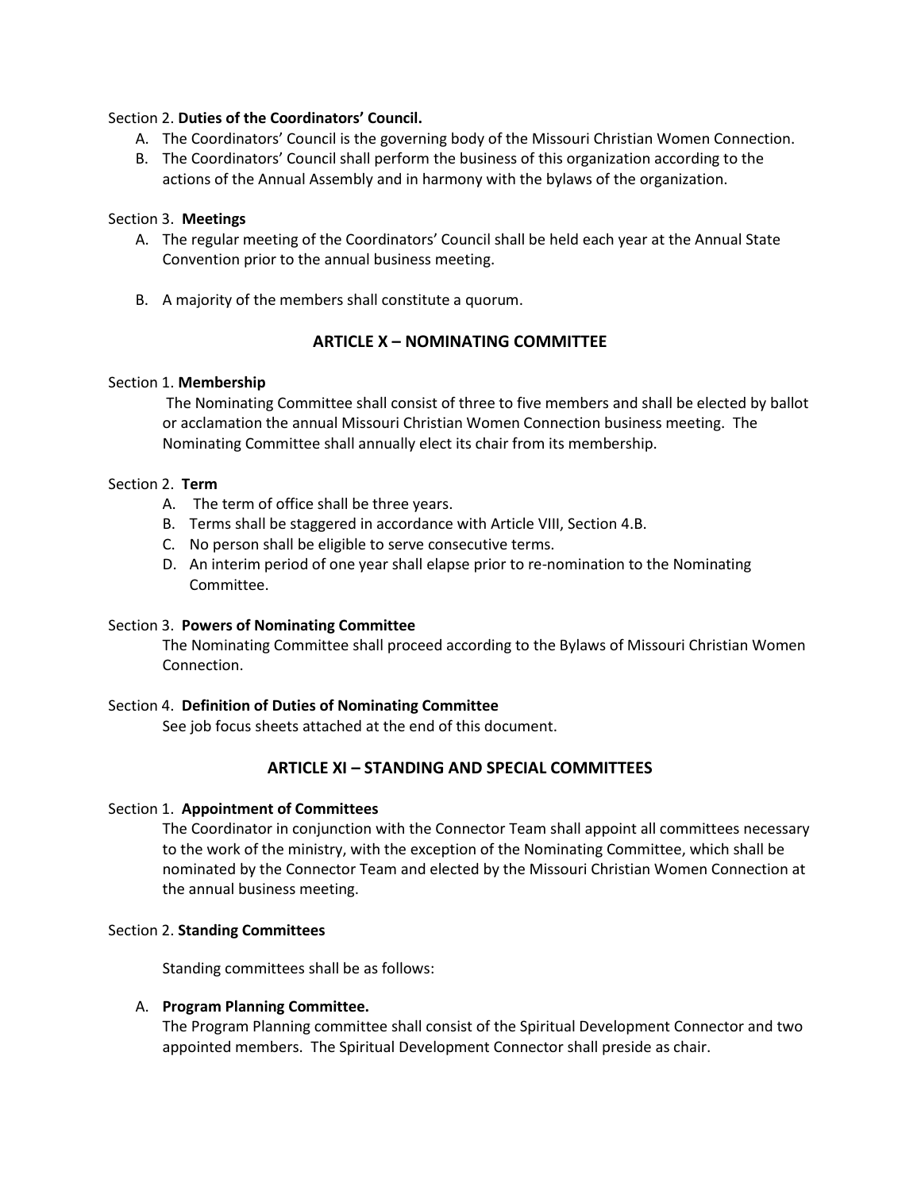Section 2. **Duties of the Coordinators' Council.**

A. The Coordinators' Council is the governing body of the Missouri Christian Women Connection.
B. The Coordinators' Council shall perform the business of this organization according to the actions of the Annual Assembly and in harmony with the bylaws of the organization.

Section 3. **Meetings**

A. The regular meeting of the Coordinators' Council shall be held each year at the Annual State Convention prior to the annual business meeting.

B. A majority of the members shall constitute a quorum.

## ARTICLE X – NOMINATING COMMITTEE

Section 1. **Membership**

The Nominating Committee shall consist of three to five members and shall be elected by ballot or acclamation the annual Missouri Christian Women Connection business meeting. The Nominating Committee shall annually elect its chair from its membership.

Section 2. **Term**

A. The term of office shall be three years.
B. Terms shall be staggered in accordance with Article VIII, Section 4.B.
C. No person shall be eligible to serve consecutive terms.
D. An interim period of one year shall elapse prior to re-nomination to the Nominating Committee.

Section 3. **Powers of Nominating Committee**

The Nominating Committee shall proceed according to the Bylaws of Missouri Christian Women Connection.

Section 4. **Definition of Duties of Nominating Committee**

See job focus sheets attached at the end of this document.

## ARTICLE XI – STANDING AND SPECIAL COMMITTEES

Section 1. **Appointment of Committees**

The Coordinator in conjunction with the Connector Team shall appoint all committees necessary to the work of the ministry, with the exception of the Nominating Committee, which shall be nominated by the Connector Team and elected by the Missouri Christian Women Connection at the annual business meeting.

Section 2. **Standing Committees**

Standing committees shall be as follows:

A. **Program Planning Committee.**
The Program Planning committee shall consist of the Spiritual Development Connector and two appointed members. The Spiritual Development Connector shall preside as chair.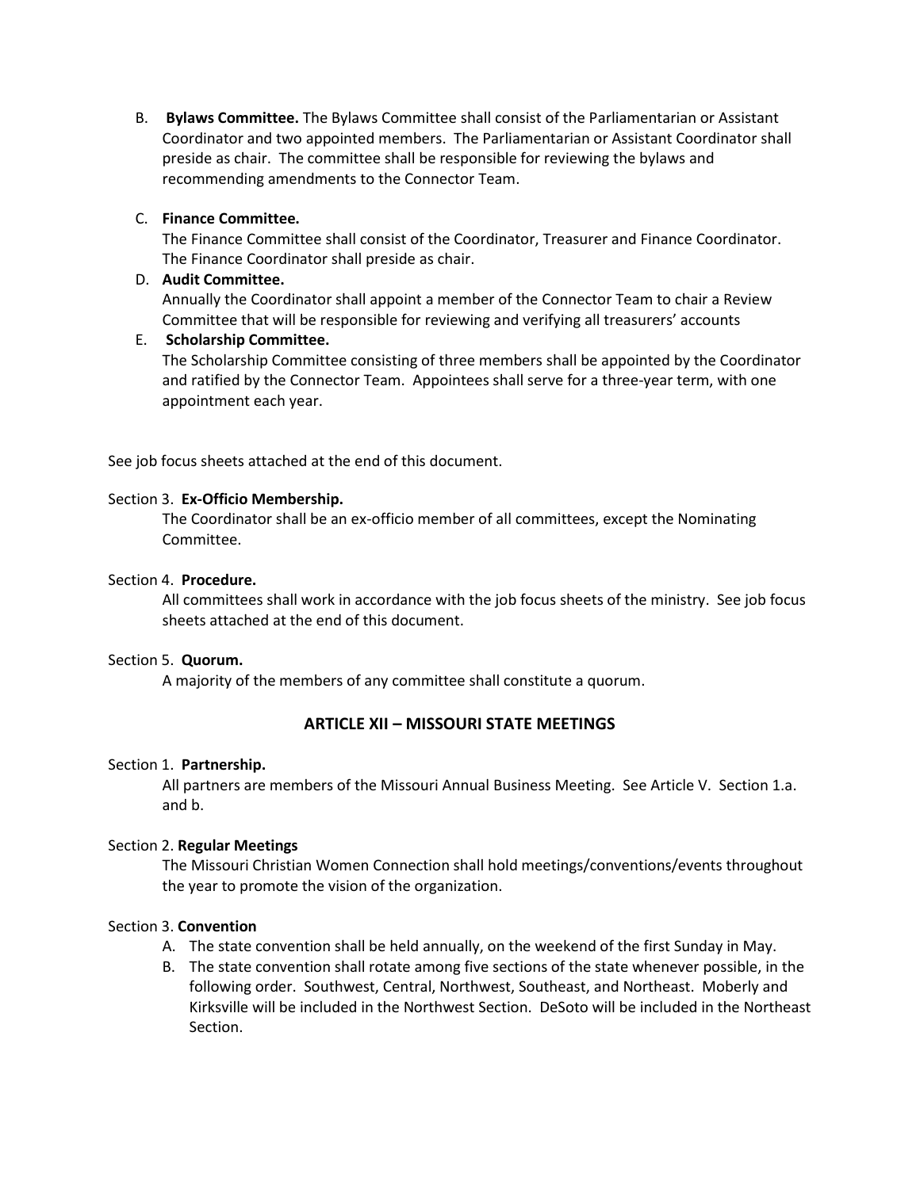B. **Bylaws Committee.** The Bylaws Committee shall consist of the Parliamentarian or Assistant Coordinator and two appointed members. The Parliamentarian or Assistant Coordinator shall preside as chair. The committee shall be responsible for reviewing the bylaws and recommending amendments to the Connector Team.

C. **Finance Committee.**
The Finance Committee shall consist of the Coordinator, Treasurer and Finance Coordinator. The Finance Coordinator shall preside as chair.

D. **Audit Committee.**
Annually the Coordinator shall appoint a member of the Connector Team to chair a Review Committee that will be responsible for reviewing and verifying all treasurers' accounts

E. **Scholarship Committee.**
The Scholarship Committee consisting of three members shall be appointed by the Coordinator and ratified by the Connector Team. Appointees shall serve for a three-year term, with one appointment each year.

See job focus sheets attached at the end of this document.

Section 3. **Ex-Officio Membership.**
The Coordinator shall be an ex-officio member of all committees, except the Nominating Committee.

Section 4. **Procedure.**
All committees shall work in accordance with the job focus sheets of the ministry. See job focus sheets attached at the end of this document.

Section 5. **Quorum.**
A majority of the members of any committee shall constitute a quorum.

## ARTICLE XII – MISSOURI STATE MEETINGS

Section 1. **Partnership.**
All partners are members of the Missouri Annual Business Meeting. See Article V. Section 1.a. and b.

Section 2. **Regular Meetings**
The Missouri Christian Women Connection shall hold meetings/conventions/events throughout the year to promote the vision of the organization.

Section 3. **Convention**

A. The state convention shall be held annually, on the weekend of the first Sunday in May.
B. The state convention shall rotate among five sections of the state whenever possible, in the following order. Southwest, Central, Northwest, Southeast, and Northeast. Moberly and Kirksville will be included in the Northwest Section. DeSoto will be included in the Northeast Section.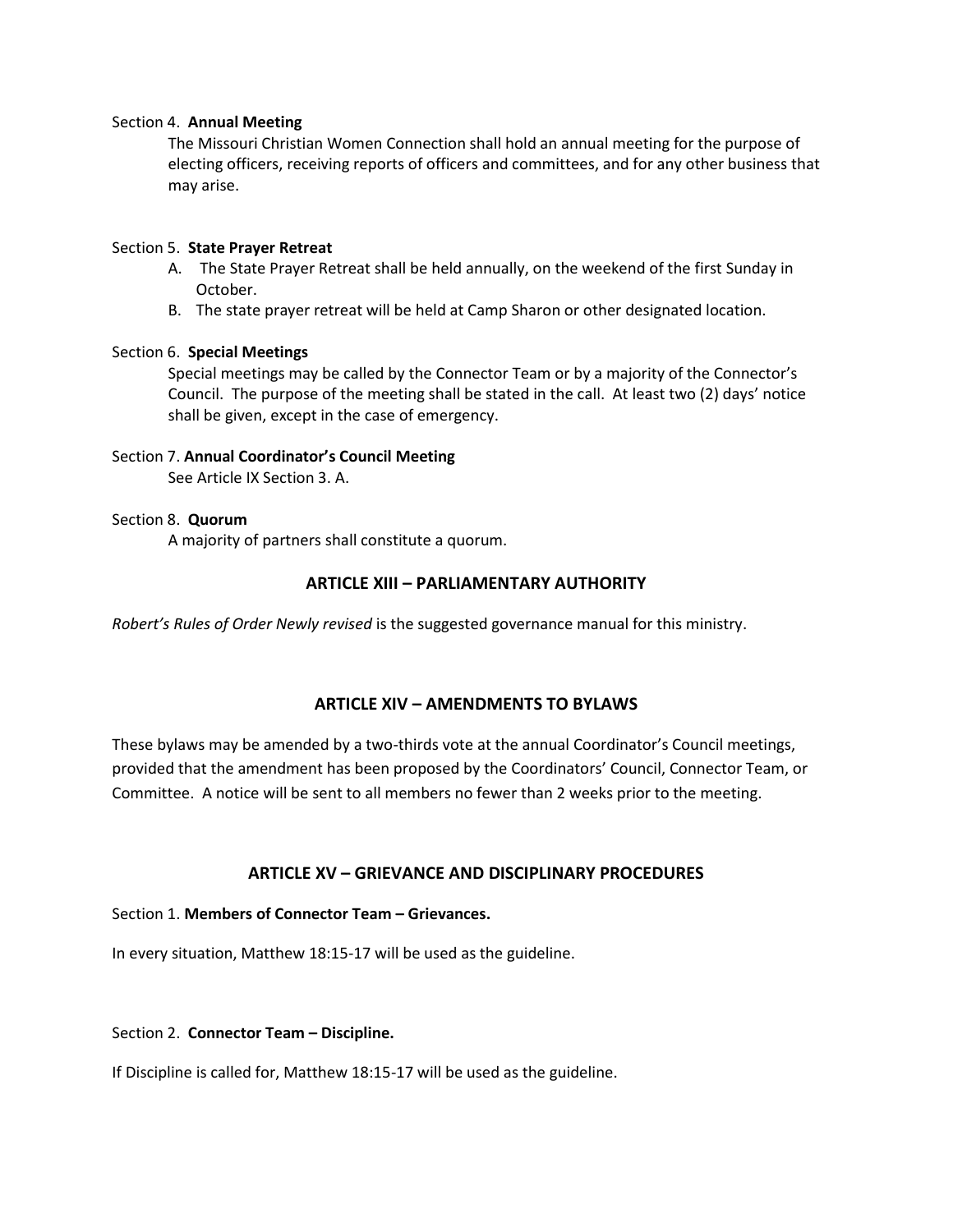Section 4. **Annual Meeting**

The Missouri Christian Women Connection shall hold an annual meeting for the purpose of electing officers, receiving reports of officers and committees, and for any other business that may arise.

Section 5. **State Prayer Retreat**

A. The State Prayer Retreat shall be held annually, on the weekend of the first Sunday in October.
B. The state prayer retreat will be held at Camp Sharon or other designated location.

Section 6. **Special Meetings**

Special meetings may be called by the Connector Team or by a majority of the Connector's Council. The purpose of the meeting shall be stated in the call. At least two (2) days' notice shall be given, except in the case of emergency.

Section 7. **Annual Coordinator's Council Meeting**

See Article IX Section 3. A.

Section 8. **Quorum**

A majority of partners shall constitute a quorum.

## ARTICLE XIII – PARLIAMENTARY AUTHORITY

*Robert's Rules of Order Newly revised* is the suggested governance manual for this ministry.

## ARTICLE XIV – AMENDMENTS TO BYLAWS

These bylaws may be amended by a two-thirds vote at the annual Coordinator's Council meetings, provided that the amendment has been proposed by the Coordinators' Council, Connector Team, or Committee. A notice will be sent to all members no fewer than 2 weeks prior to the meeting.

## ARTICLE XV – GRIEVANCE AND DISCIPLINARY PROCEDURES

Section 1. **Members of Connector Team – Grievances.**

In every situation, Matthew 18:15-17 will be used as the guideline.

Section 2. **Connector Team – Discipline.**

If Discipline is called for, Matthew 18:15-17 will be used as the guideline.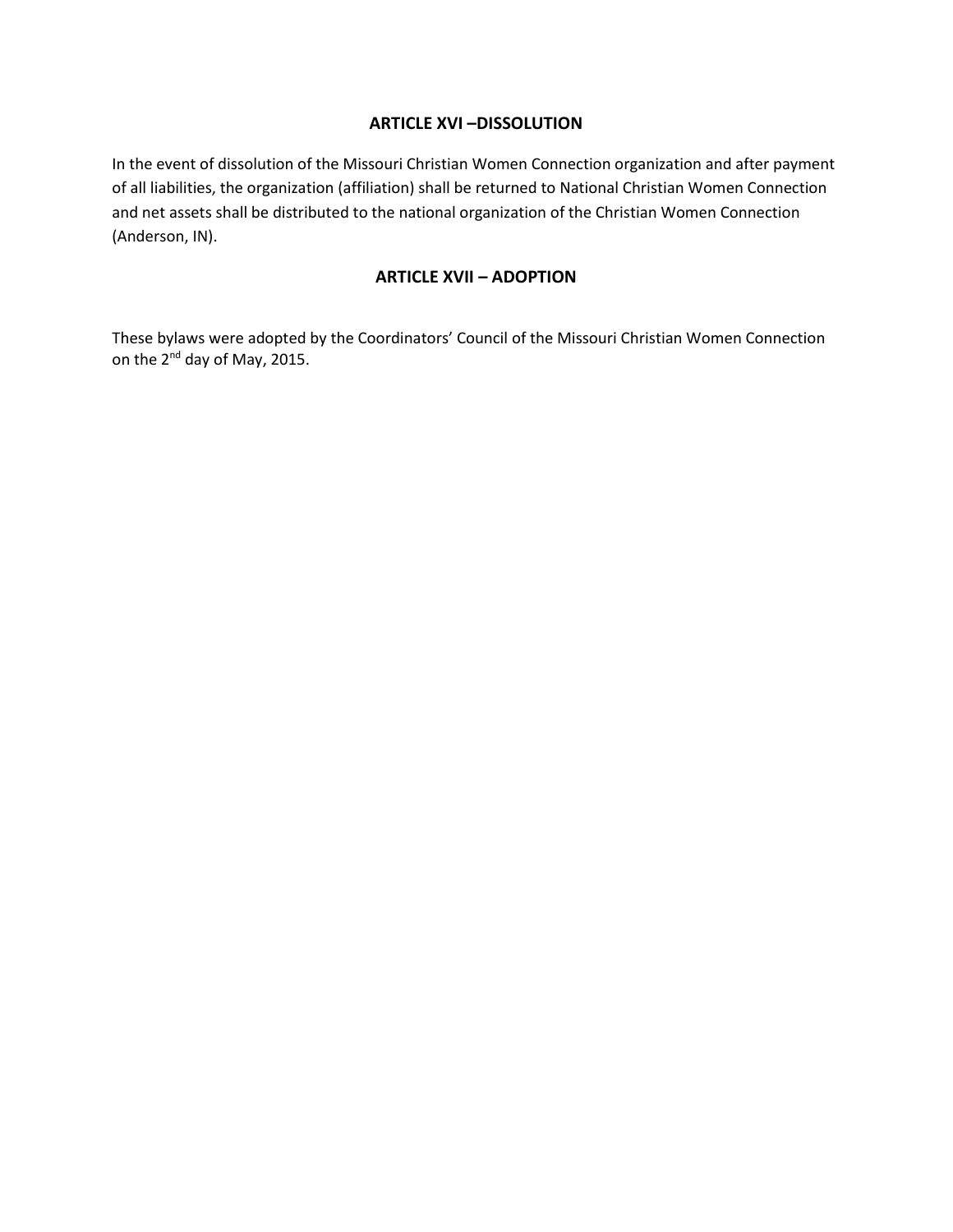## ARTICLE XVI –DISSOLUTION

In the event of dissolution of the Missouri Christian Women Connection organization and after payment of all liabilities, the organization (affiliation) shall be returned to National Christian Women Connection and net assets shall be distributed to the national organization of the Christian Women Connection (Anderson, IN).

## ARTICLE XVII – ADOPTION

These bylaws were adopted by the Coordinators' Council of the Missouri Christian Women Connection on the 2nd day of May, 2015.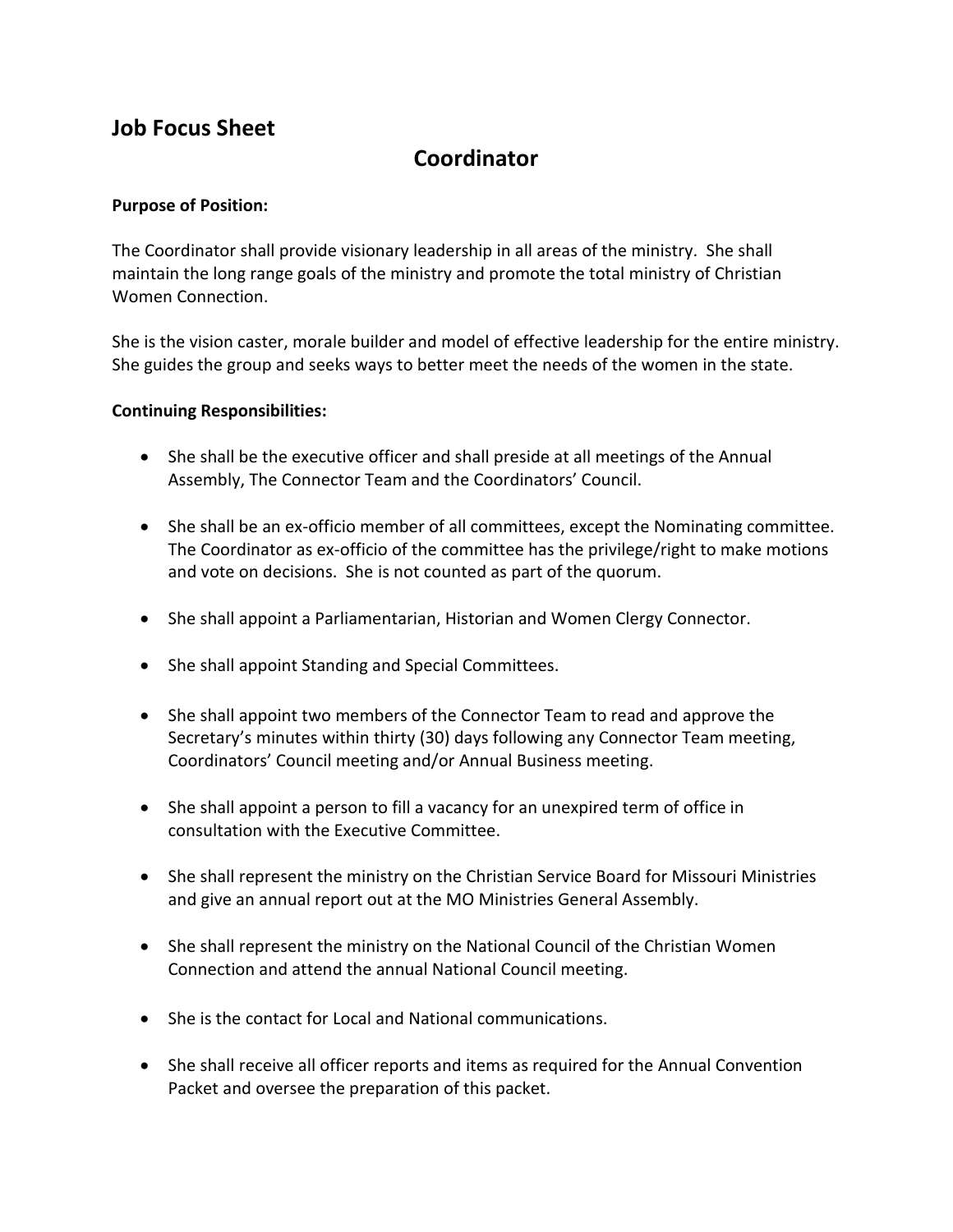## Job Focus Sheet

# Coordinator

**Purpose of Position:**

The Coordinator shall provide visionary leadership in all areas of the ministry. She shall maintain the long range goals of the ministry and promote the total ministry of Christian Women Connection.

She is the vision caster, morale builder and model of effective leadership for the entire ministry. She guides the group and seeks ways to better meet the needs of the women in the state.

**Continuing Responsibilities:**

- She shall be the executive officer and shall preside at all meetings of the Annual Assembly, The Connector Team and the Coordinators' Council.
- She shall be an ex-officio member of all committees, except the Nominating committee. The Coordinator as ex-officio of the committee has the privilege/right to make motions and vote on decisions. She is not counted as part of the quorum.
- She shall appoint a Parliamentarian, Historian and Women Clergy Connector.
- She shall appoint Standing and Special Committees.
- She shall appoint two members of the Connector Team to read and approve the Secretary's minutes within thirty (30) days following any Connector Team meeting, Coordinators' Council meeting and/or Annual Business meeting.
- She shall appoint a person to fill a vacancy for an unexpired term of office in consultation with the Executive Committee.
- She shall represent the ministry on the Christian Service Board for Missouri Ministries and give an annual report out at the MO Ministries General Assembly.
- She shall represent the ministry on the National Council of the Christian Women Connection and attend the annual National Council meeting.
- She is the contact for Local and National communications.
- She shall receive all officer reports and items as required for the Annual Convention Packet and oversee the preparation of this packet.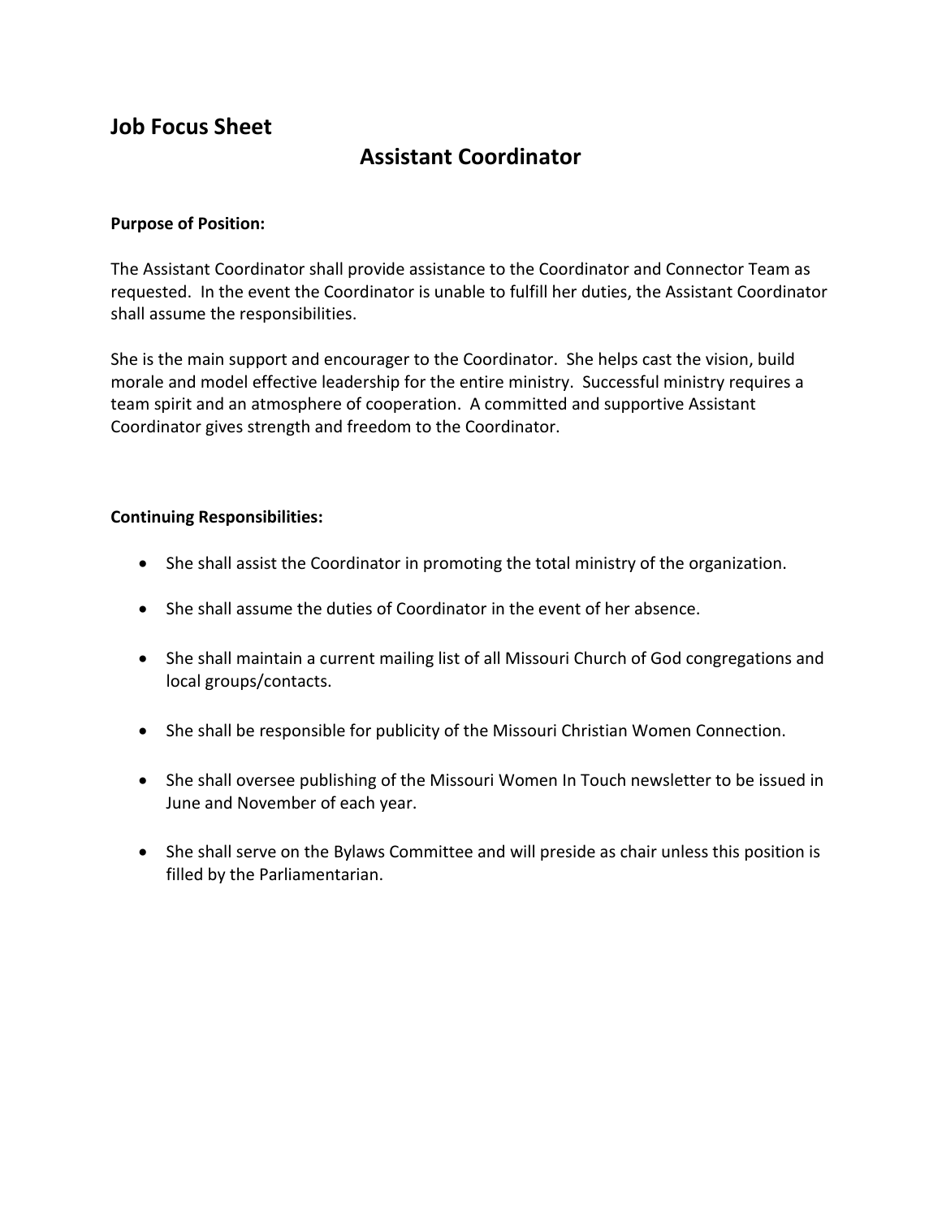## Job Focus Sheet

# Assistant Coordinator

**Purpose of Position:**

The Assistant Coordinator shall provide assistance to the Coordinator and Connector Team as requested. In the event the Coordinator is unable to fulfill her duties, the Assistant Coordinator shall assume the responsibilities.

She is the main support and encourager to the Coordinator. She helps cast the vision, build morale and model effective leadership for the entire ministry. Successful ministry requires a team spirit and an atmosphere of cooperation. A committed and supportive Assistant Coordinator gives strength and freedom to the Coordinator.

**Continuing Responsibilities:**

- She shall assist the Coordinator in promoting the total ministry of the organization.
- She shall assume the duties of Coordinator in the event of her absence.
- She shall maintain a current mailing list of all Missouri Church of God congregations and local groups/contacts.
- She shall be responsible for publicity of the Missouri Christian Women Connection.
- She shall oversee publishing of the Missouri Women In Touch newsletter to be issued in June and November of each year.
- She shall serve on the Bylaws Committee and will preside as chair unless this position is filled by the Parliamentarian.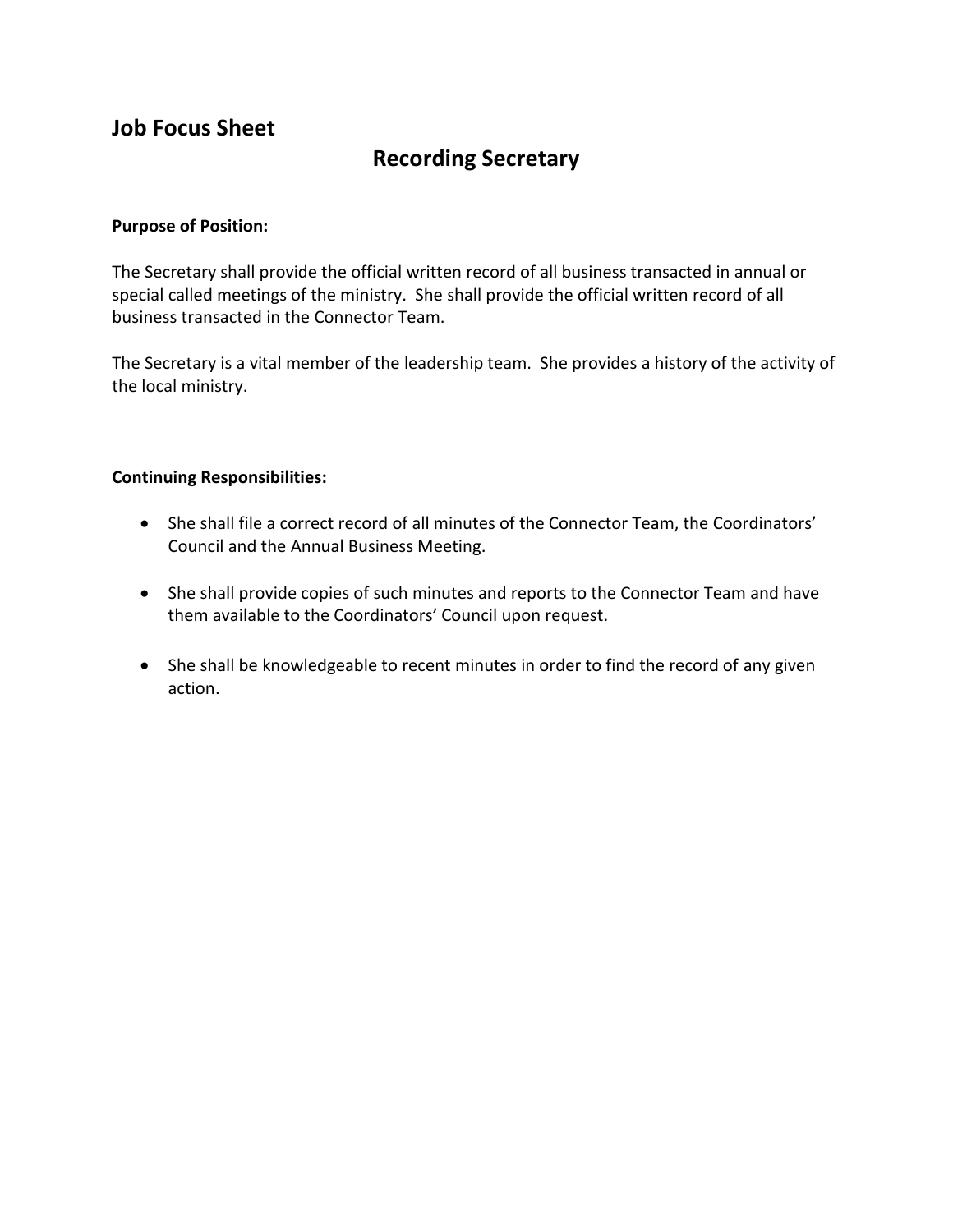## Job Focus Sheet

# Recording Secretary

**Purpose of Position:**

The Secretary shall provide the official written record of all business transacted in annual or special called meetings of the ministry. She shall provide the official written record of all business transacted in the Connector Team.

The Secretary is a vital member of the leadership team. She provides a history of the activity of the local ministry.

**Continuing Responsibilities:**

- She shall file a correct record of all minutes of the Connector Team, the Coordinators' Council and the Annual Business Meeting.
- She shall provide copies of such minutes and reports to the Connector Team and have them available to the Coordinators' Council upon request.
- She shall be knowledgeable to recent minutes in order to find the record of any given action.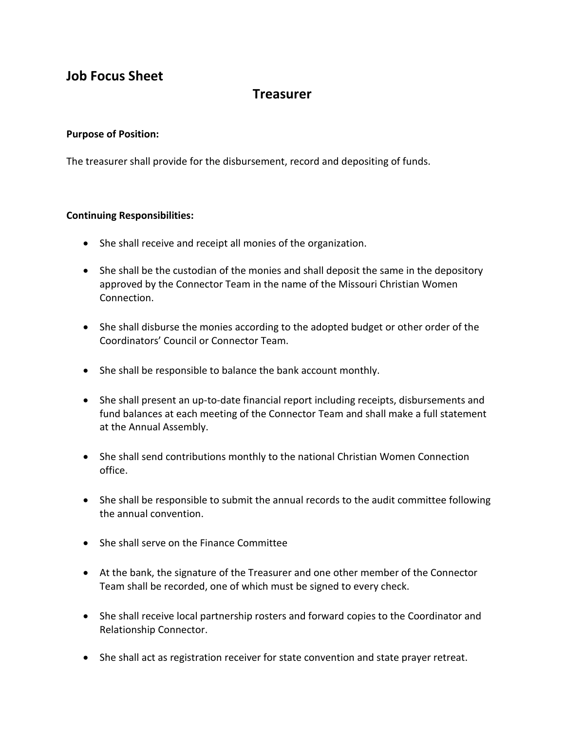## Job Focus Sheet

### Treasurer

**Purpose of Position:**

The treasurer shall provide for the disbursement, record and depositing of funds.

**Continuing Responsibilities:**

- She shall receive and receipt all monies of the organization.
- She shall be the custodian of the monies and shall deposit the same in the depository approved by the Connector Team in the name of the Missouri Christian Women Connection.
- She shall disburse the monies according to the adopted budget or other order of the Coordinators' Council or Connector Team.
- She shall be responsible to balance the bank account monthly.
- She shall present an up-to-date financial report including receipts, disbursements and fund balances at each meeting of the Connector Team and shall make a full statement at the Annual Assembly.
- She shall send contributions monthly to the national Christian Women Connection office.
- She shall be responsible to submit the annual records to the audit committee following the annual convention.
- She shall serve on the Finance Committee
- At the bank, the signature of the Treasurer and one other member of the Connector Team shall be recorded, one of which must be signed to every check.
- She shall receive local partnership rosters and forward copies to the Coordinator and Relationship Connector.
- She shall act as registration receiver for state convention and state prayer retreat.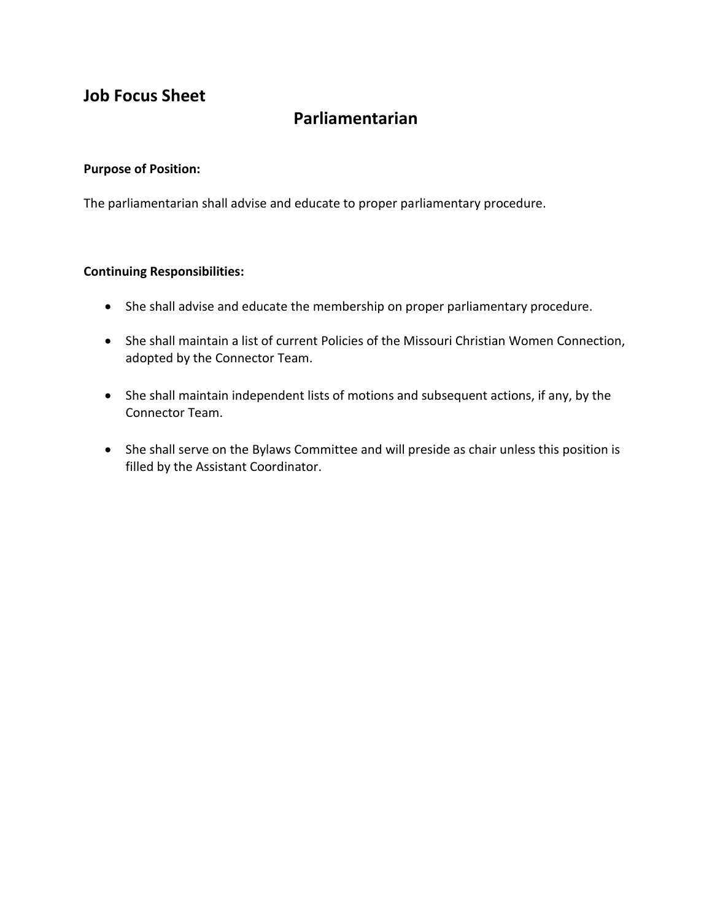## Job Focus Sheet

# Parliamentarian

**Purpose of Position:**

The parliamentarian shall advise and educate to proper parliamentary procedure.

**Continuing Responsibilities:**

- She shall advise and educate the membership on proper parliamentary procedure.
- She shall maintain a list of current Policies of the Missouri Christian Women Connection, adopted by the Connector Team.
- She shall maintain independent lists of motions and subsequent actions, if any, by the Connector Team.
- She shall serve on the Bylaws Committee and will preside as chair unless this position is filled by the Assistant Coordinator.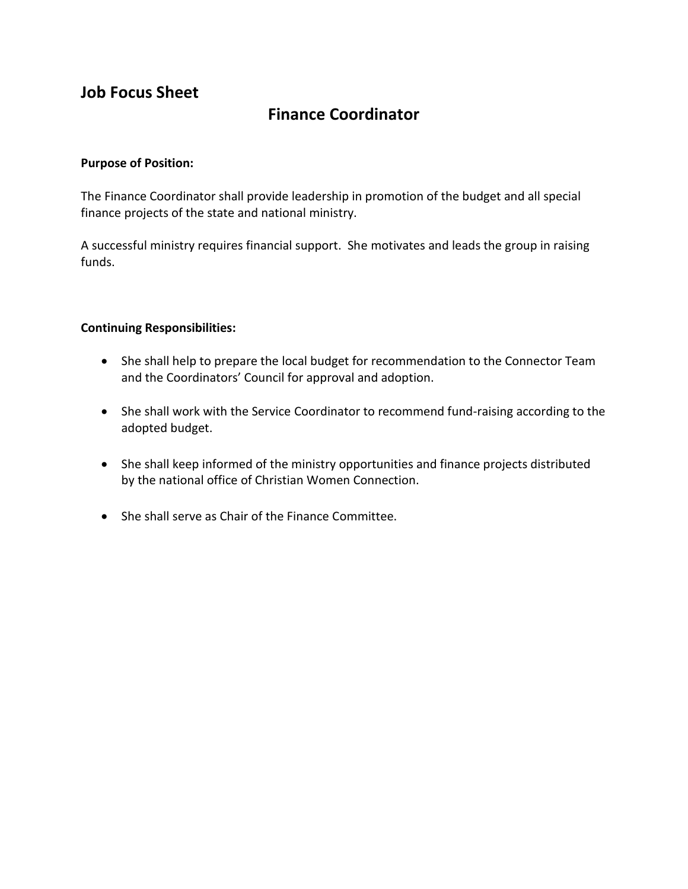## Job Focus Sheet

# Finance Coordinator

**Purpose of Position:**

The Finance Coordinator shall provide leadership in promotion of the budget and all special finance projects of the state and national ministry.

A successful ministry requires financial support. She motivates and leads the group in raising funds.

**Continuing Responsibilities:**

- She shall help to prepare the local budget for recommendation to the Connector Team and the Coordinators' Council for approval and adoption.
- She shall work with the Service Coordinator to recommend fund-raising according to the adopted budget.
- She shall keep informed of the ministry opportunities and finance projects distributed by the national office of Christian Women Connection.
- She shall serve as Chair of the Finance Committee.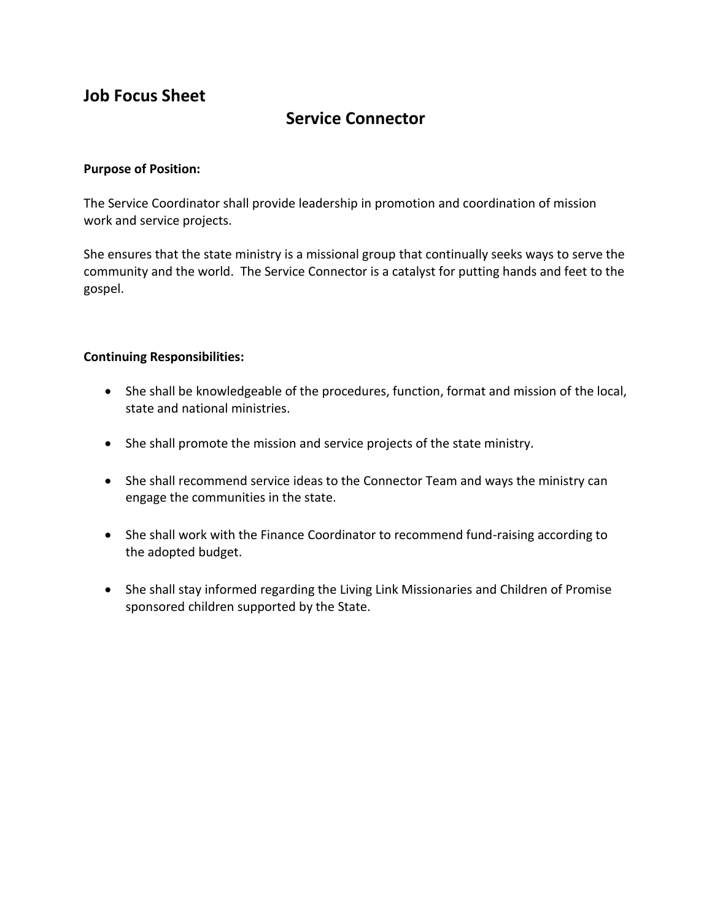## Job Focus Sheet

### Service Connector

**Purpose of Position:**

The Service Coordinator shall provide leadership in promotion and coordination of mission work and service projects.

She ensures that the state ministry is a missional group that continually seeks ways to serve the community and the world. The Service Connector is a catalyst for putting hands and feet to the gospel.

**Continuing Responsibilities:**

- She shall be knowledgeable of the procedures, function, format and mission of the local, state and national ministries.
- She shall promote the mission and service projects of the state ministry.
- She shall recommend service ideas to the Connector Team and ways the ministry can engage the communities in the state.
- She shall work with the Finance Coordinator to recommend fund-raising according to the adopted budget.
- She shall stay informed regarding the Living Link Missionaries and Children of Promise sponsored children supported by the State.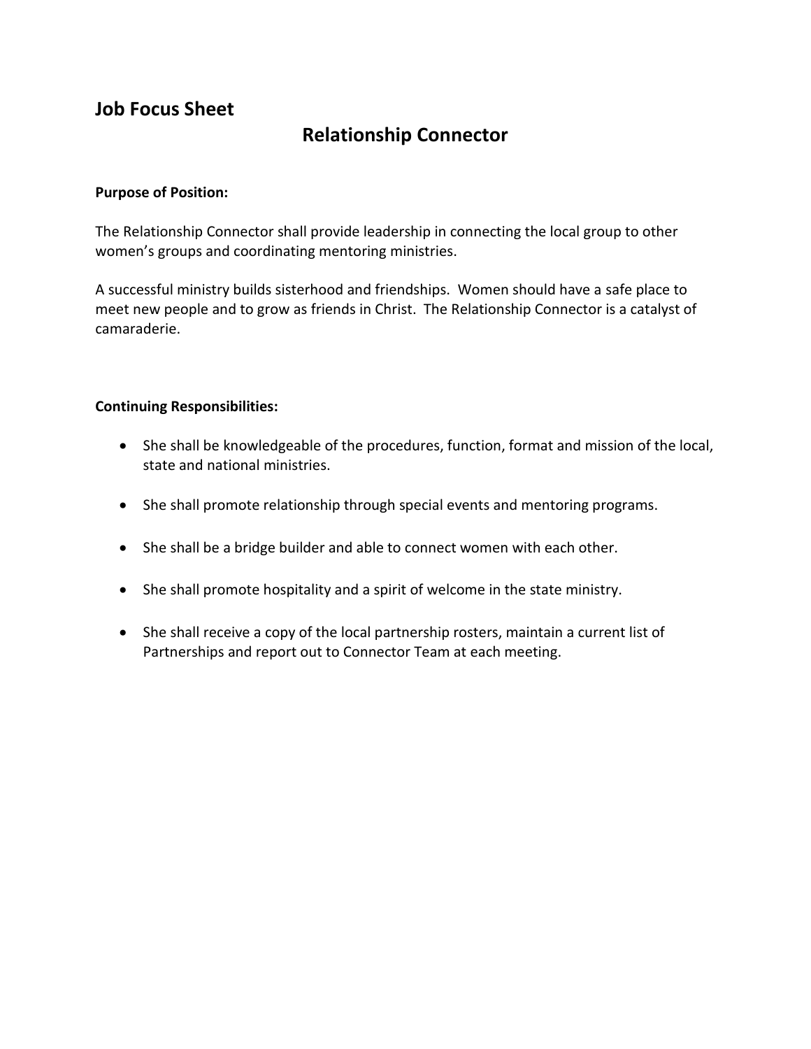## Job Focus Sheet

# Relationship Connector

**Purpose of Position:**

The Relationship Connector shall provide leadership in connecting the local group to other women's groups and coordinating mentoring ministries.

A successful ministry builds sisterhood and friendships. Women should have a safe place to meet new people and to grow as friends in Christ. The Relationship Connector is a catalyst of camaraderie.

**Continuing Responsibilities:**

- She shall be knowledgeable of the procedures, function, format and mission of the local, state and national ministries.
- She shall promote relationship through special events and mentoring programs.
- She shall be a bridge builder and able to connect women with each other.
- She shall promote hospitality and a spirit of welcome in the state ministry.
- She shall receive a copy of the local partnership rosters, maintain a current list of Partnerships and report out to Connector Team at each meeting.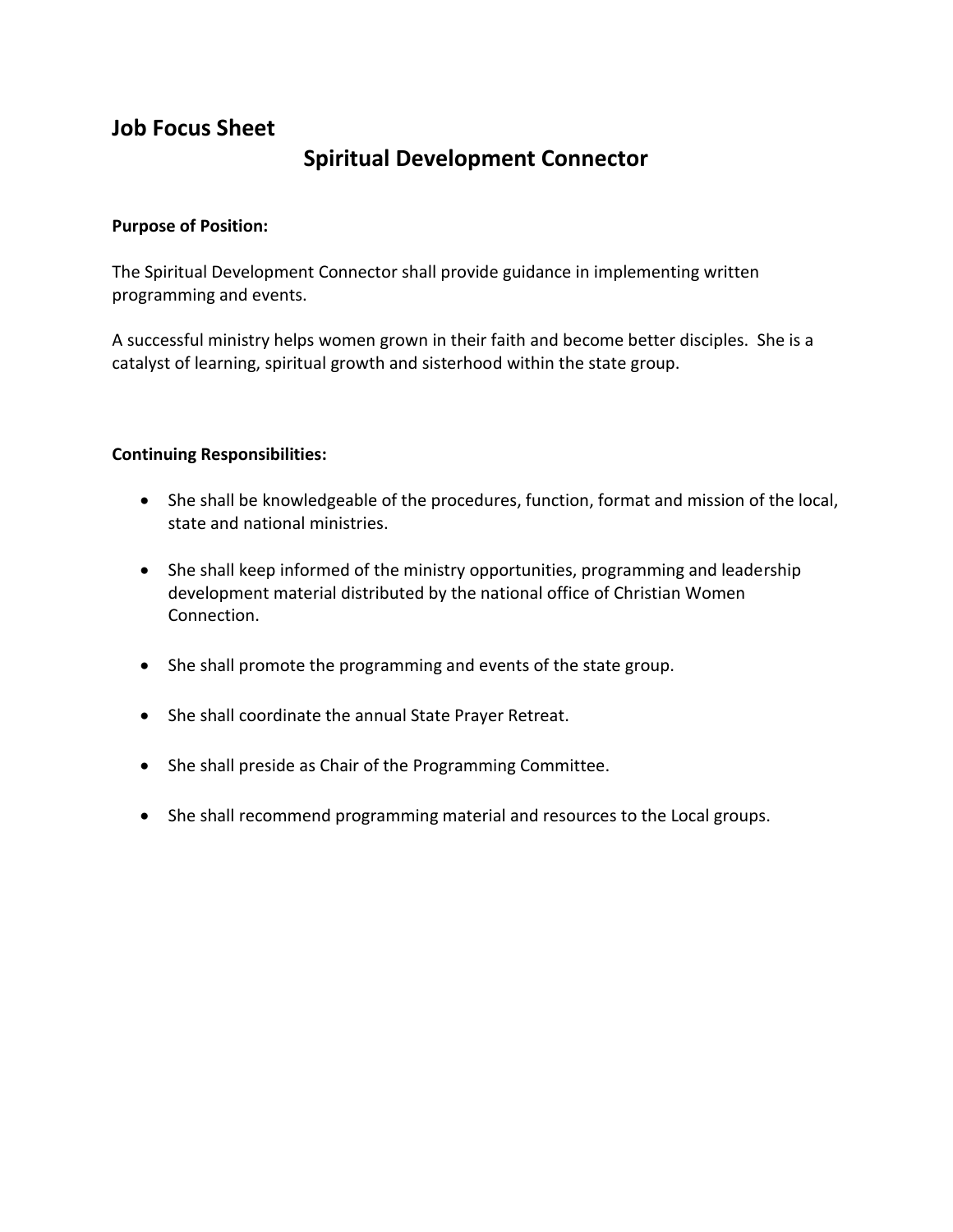## Job Focus Sheet

### Spiritual Development Connector

**Purpose of Position:**

The Spiritual Development Connector shall provide guidance in implementing written programming and events.

A successful ministry helps women grown in their faith and become better disciples. She is a catalyst of learning, spiritual growth and sisterhood within the state group.

**Continuing Responsibilities:**

- She shall be knowledgeable of the procedures, function, format and mission of the local, state and national ministries.
- She shall keep informed of the ministry opportunities, programming and leadership development material distributed by the national office of Christian Women Connection.
- She shall promote the programming and events of the state group.
- She shall coordinate the annual State Prayer Retreat.
- She shall preside as Chair of the Programming Committee.
- She shall recommend programming material and resources to the Local groups.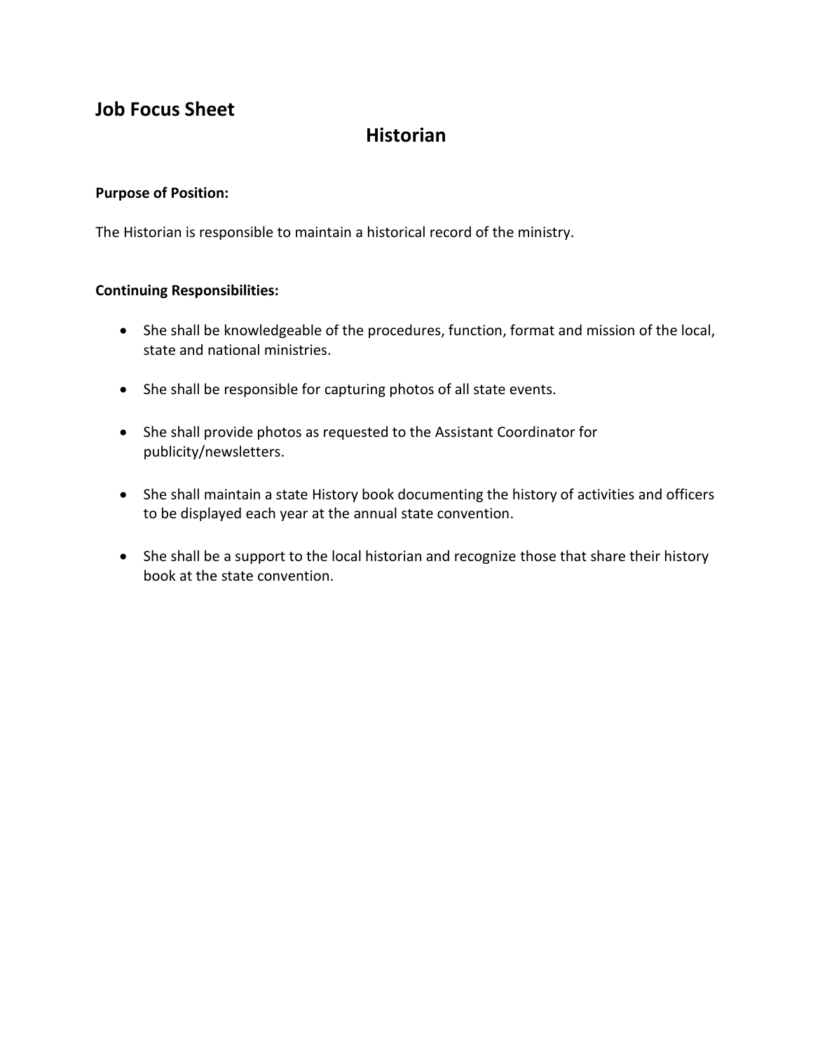## Job Focus Sheet

# Historian

**Purpose of Position:**

The Historian is responsible to maintain a historical record of the ministry.

**Continuing Responsibilities:**

- She shall be knowledgeable of the procedures, function, format and mission of the local, state and national ministries.
- She shall be responsible for capturing photos of all state events.
- She shall provide photos as requested to the Assistant Coordinator for publicity/newsletters.
- She shall maintain a state History book documenting the history of activities and officers to be displayed each year at the annual state convention.
- She shall be a support to the local historian and recognize those that share their history book at the state convention.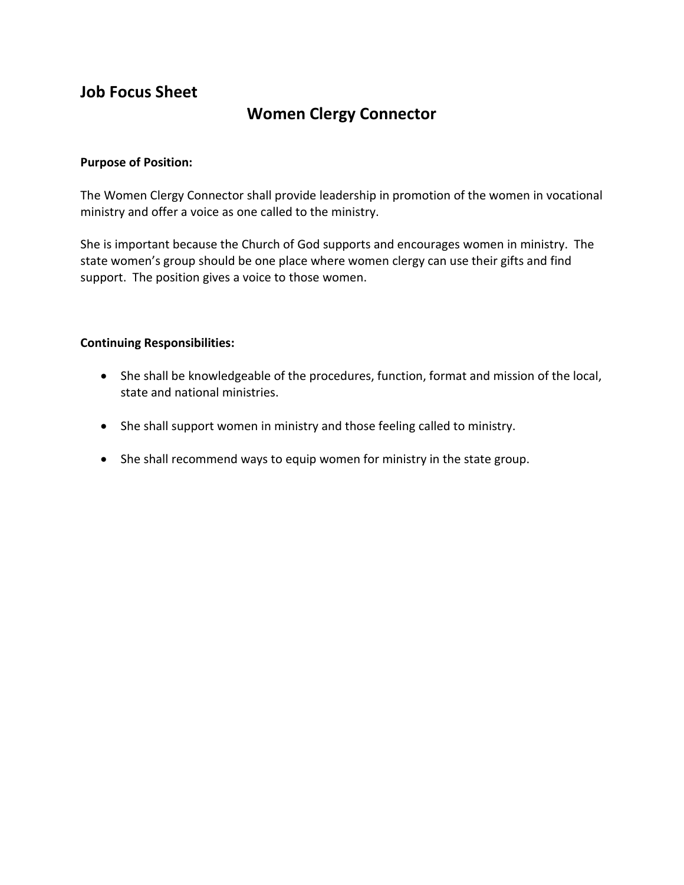## Job Focus Sheet

# Women Clergy Connector

**Purpose of Position:**

The Women Clergy Connector shall provide leadership in promotion of the women in vocational ministry and offer a voice as one called to the ministry.

She is important because the Church of God supports and encourages women in ministry. The state women's group should be one place where women clergy can use their gifts and find support. The position gives a voice to those women.

**Continuing Responsibilities:**

- She shall be knowledgeable of the procedures, function, format and mission of the local, state and national ministries.
- She shall support women in ministry and those feeling called to ministry.
- She shall recommend ways to equip women for ministry in the state group.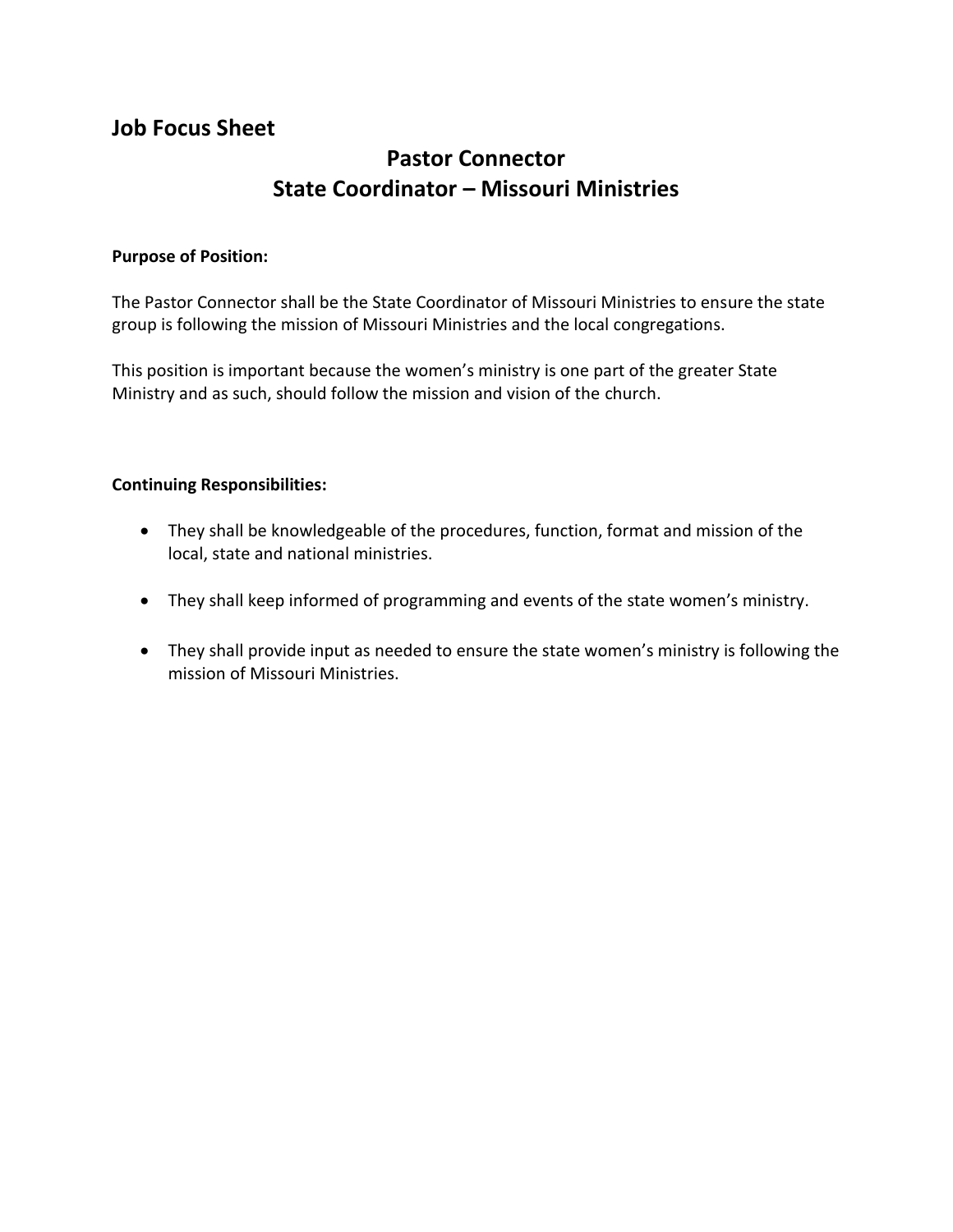## Job Focus Sheet

# Pastor Connector
# State Coordinator – Missouri Ministries

**Purpose of Position:**

The Pastor Connector shall be the State Coordinator of Missouri Ministries to ensure the state group is following the mission of Missouri Ministries and the local congregations.

This position is important because the women's ministry is one part of the greater State Ministry and as such, should follow the mission and vision of the church.

**Continuing Responsibilities:**

- They shall be knowledgeable of the procedures, function, format and mission of the local, state and national ministries.
- They shall keep informed of programming and events of the state women's ministry.
- They shall provide input as needed to ensure the state women's ministry is following the mission of Missouri Ministries.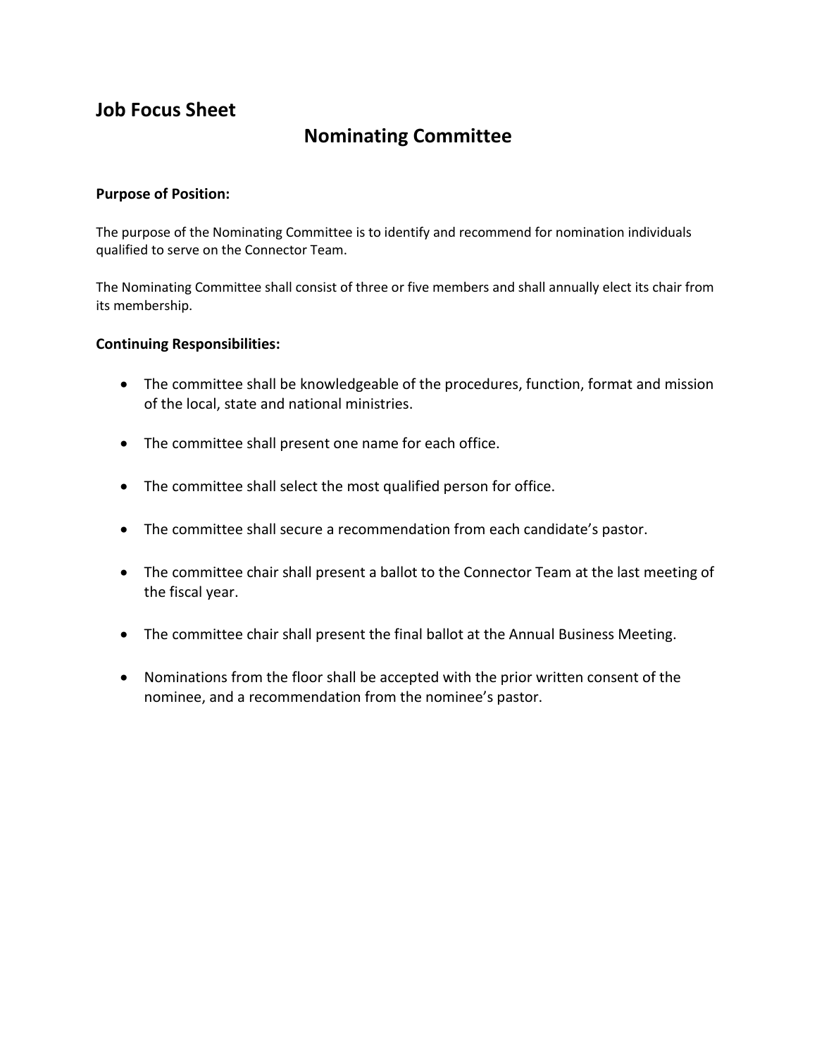## Job Focus Sheet

# Nominating Committee

**Purpose of Position:**

The purpose of the Nominating Committee is to identify and recommend for nomination individuals qualified to serve on the Connector Team.

The Nominating Committee shall consist of three or five members and shall annually elect its chair from its membership.

**Continuing Responsibilities:**

- The committee shall be knowledgeable of the procedures, function, format and mission of the local, state and national ministries.
- The committee shall present one name for each office.
- The committee shall select the most qualified person for office.
- The committee shall secure a recommendation from each candidate's pastor.
- The committee chair shall present a ballot to the Connector Team at the last meeting of the fiscal year.
- The committee chair shall present the final ballot at the Annual Business Meeting.
- Nominations from the floor shall be accepted with the prior written consent of the nominee, and a recommendation from the nominee's pastor.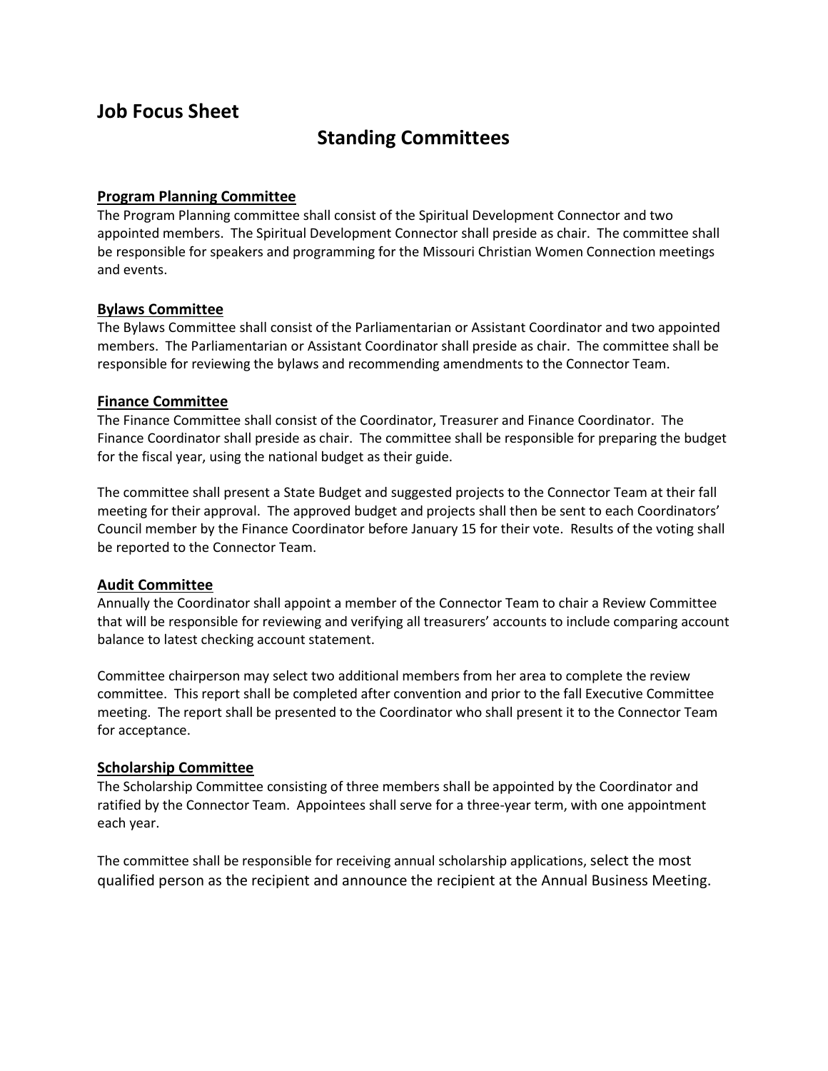## Job Focus Sheet

# Standing Committees

**Program Planning Committee**

The Program Planning committee shall consist of the Spiritual Development Connector and two appointed members. The Spiritual Development Connector shall preside as chair. The committee shall be responsible for speakers and programming for the Missouri Christian Women Connection meetings and events.

**Bylaws Committee**

The Bylaws Committee shall consist of the Parliamentarian or Assistant Coordinator and two appointed members. The Parliamentarian or Assistant Coordinator shall preside as chair. The committee shall be responsible for reviewing the bylaws and recommending amendments to the Connector Team.

**Finance Committee**

The Finance Committee shall consist of the Coordinator, Treasurer and Finance Coordinator. The Finance Coordinator shall preside as chair. The committee shall be responsible for preparing the budget for the fiscal year, using the national budget as their guide.

The committee shall present a State Budget and suggested projects to the Connector Team at their fall meeting for their approval. The approved budget and projects shall then be sent to each Coordinators' Council member by the Finance Coordinator before January 15 for their vote. Results of the voting shall be reported to the Connector Team.

**Audit Committee**

Annually the Coordinator shall appoint a member of the Connector Team to chair a Review Committee that will be responsible for reviewing and verifying all treasurers' accounts to include comparing account balance to latest checking account statement.

Committee chairperson may select two additional members from her area to complete the review committee. This report shall be completed after convention and prior to the fall Executive Committee meeting. The report shall be presented to the Coordinator who shall present it to the Connector Team for acceptance.

**Scholarship Committee**

The Scholarship Committee consisting of three members shall be appointed by the Coordinator and ratified by the Connector Team. Appointees shall serve for a three-year term, with one appointment each year.

The committee shall be responsible for receiving annual scholarship applications, select the most qualified person as the recipient and announce the recipient at the Annual Business Meeting.